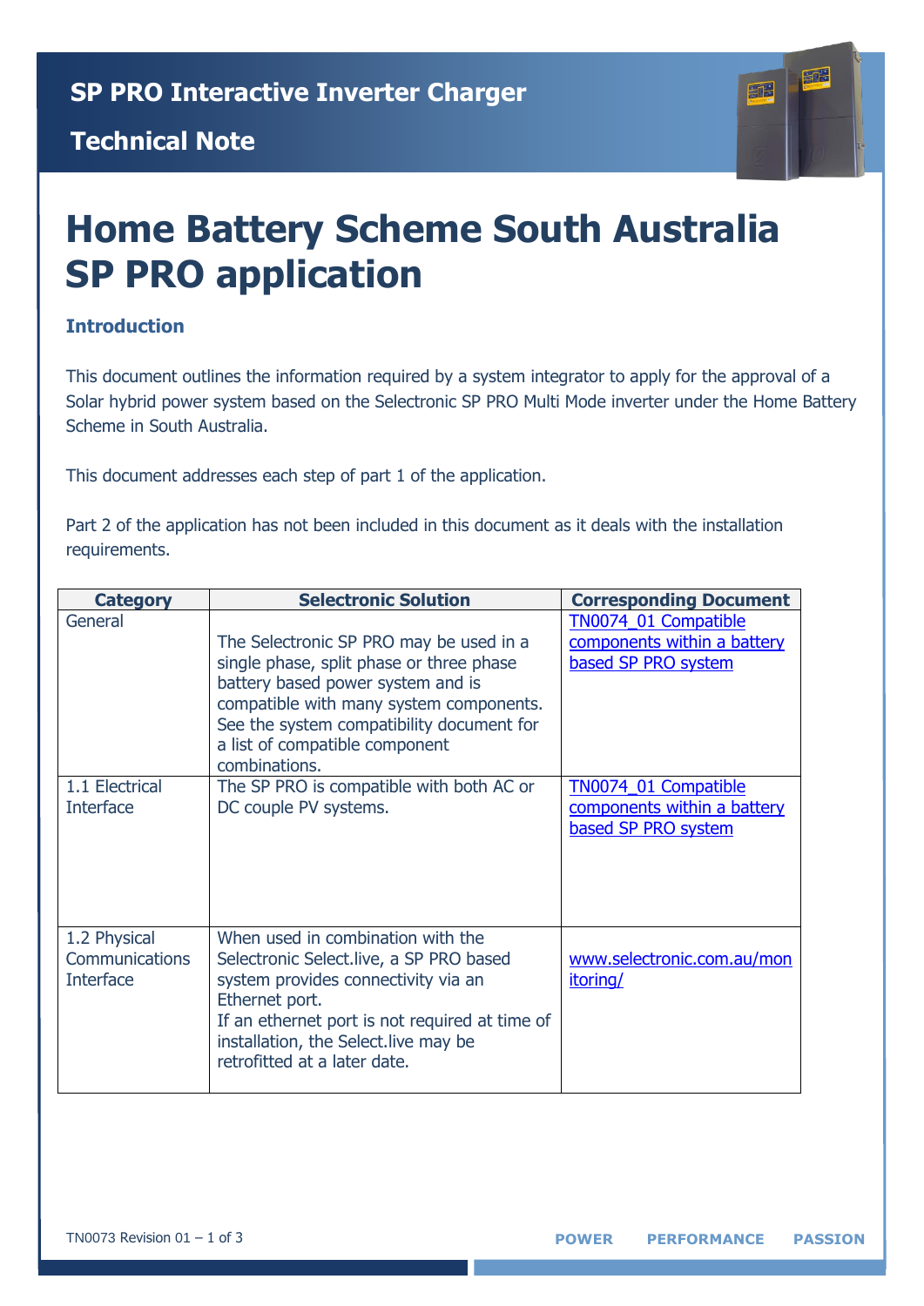SP PRO Interactive Inverter Charger

Technical Note

# Home Battery Scheme South Australia SP PRO application

### Introduction

This document outlines the information required by a system integrator to apply for the approval of a Solar hybrid power system based on the Selectronic SP PRO Multi Mode inverter under the Home Battery Scheme in South Australia.

This document addresses each step of part 1 of the application.

Part 2 of the application has not been included in this document as it deals with the installation requirements.

| Category | Selectronic Solution | Corresponding Document |
|---|---|---|
| General | The Selectronic SP PRO may be used in a single phase, split phase or three phase battery based power system and is compatible with many system components. See the system compatibility document for a list of compatible component combinations. | TN0074_01 Compatible components within a battery based SP PRO system |
| 1.1 Electrical Interface | The SP PRO is compatible with both AC or DC couple PV systems. | TN0074_01 Compatible components within a battery based SP PRO system |
| 1.2 Physical Communications Interface | When used in combination with the Selectronic Select.live, a SP PRO based system provides connectivity via an Ethernet port.<br>If an ethernet port is not required at time of installation, the Select.live may be retrofitted at a later date. | www.selectronic.com.au/monitoring/ |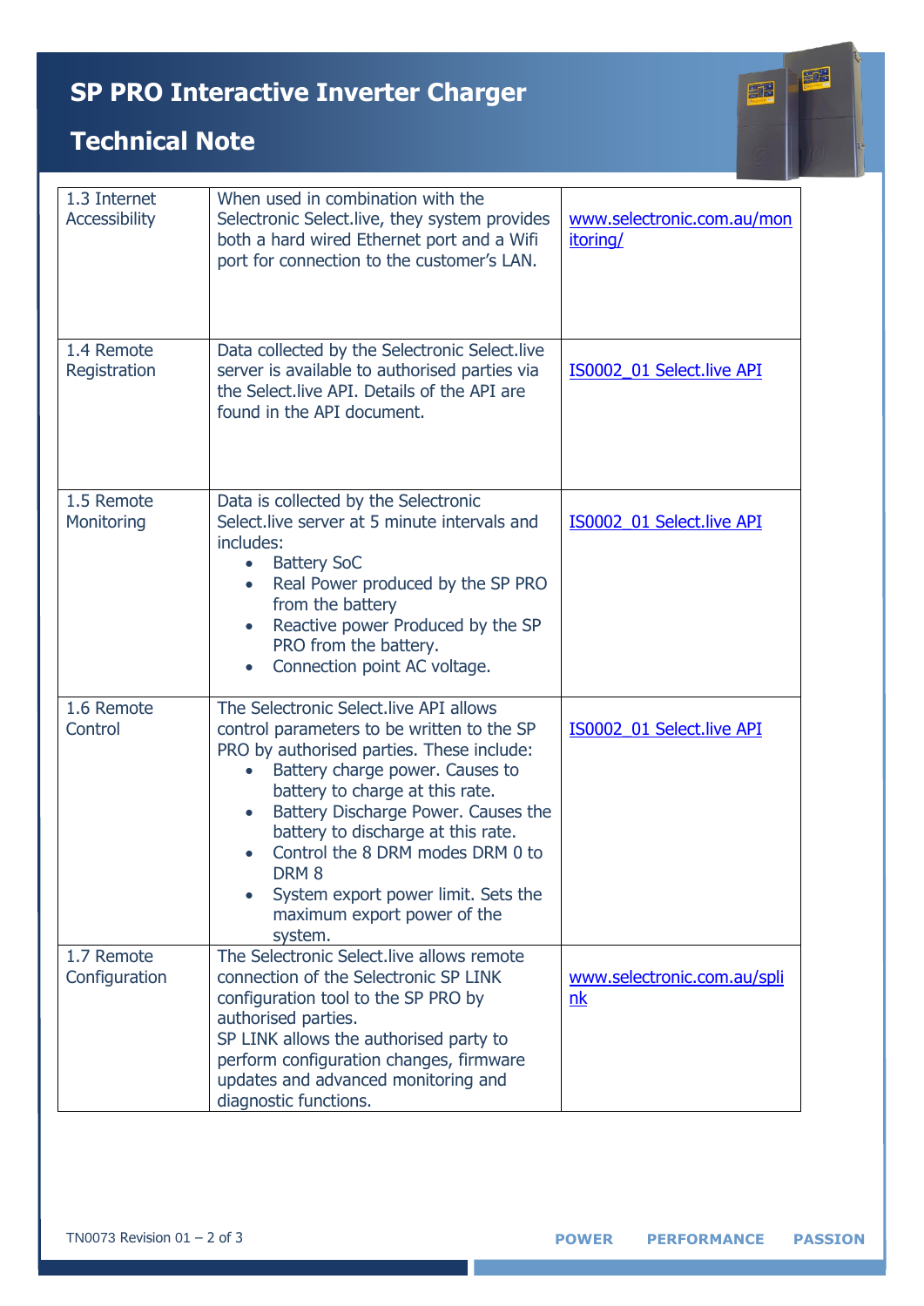| 1.3 Internet Accessibility | When used in combination with the Selectronic Select.live, they system provides both a hard wired Ethernet port and a Wifi port for connection to the customer's LAN. | [www.selectronic.com.au/monitoring/](www.selectronic.com.au/monitoring/) |
|---|---|---|
| 1.4 Remote Registration | Data collected by the Selectronic Select.live server is available to authorised parties via the Select.live API. Details of the API are found in the API document. | IS0002_01 Select.live API |
| 1.5 Remote Monitoring | Data is collected by the Selectronic Select.live server at 5 minute intervals and includes:<br>• Battery SoC<br>• Real Power produced by the SP PRO from the battery<br>• Reactive power Produced by the SP PRO from the battery.<br>• Connection point AC voltage. | IS0002_01 Select.live API |
| 1.6 Remote Control | The Selectronic Select.live API allows control parameters to be written to the SP PRO by authorised parties. These include:<br>• Battery charge power. Causes to battery to charge at this rate.<br>• Battery Discharge Power. Causes the battery to discharge at this rate.<br>• Control the 8 DRM modes DRM 0 to DRM 8<br>• System export power limit. Sets the maximum export power of the system. | IS0002_01 Select.live API |
| 1.7 Remote Configuration | The Selectronic Select.live allows remote connection of the Selectronic SP LINK configuration tool to the SP PRO by authorised parties.<br>SP LINK allows the authorised party to perform configuration changes, firmware updates and advanced monitoring and diagnostic functions. | [www.selectronic.com.au/splink](www.selectronic.com.au/splink) |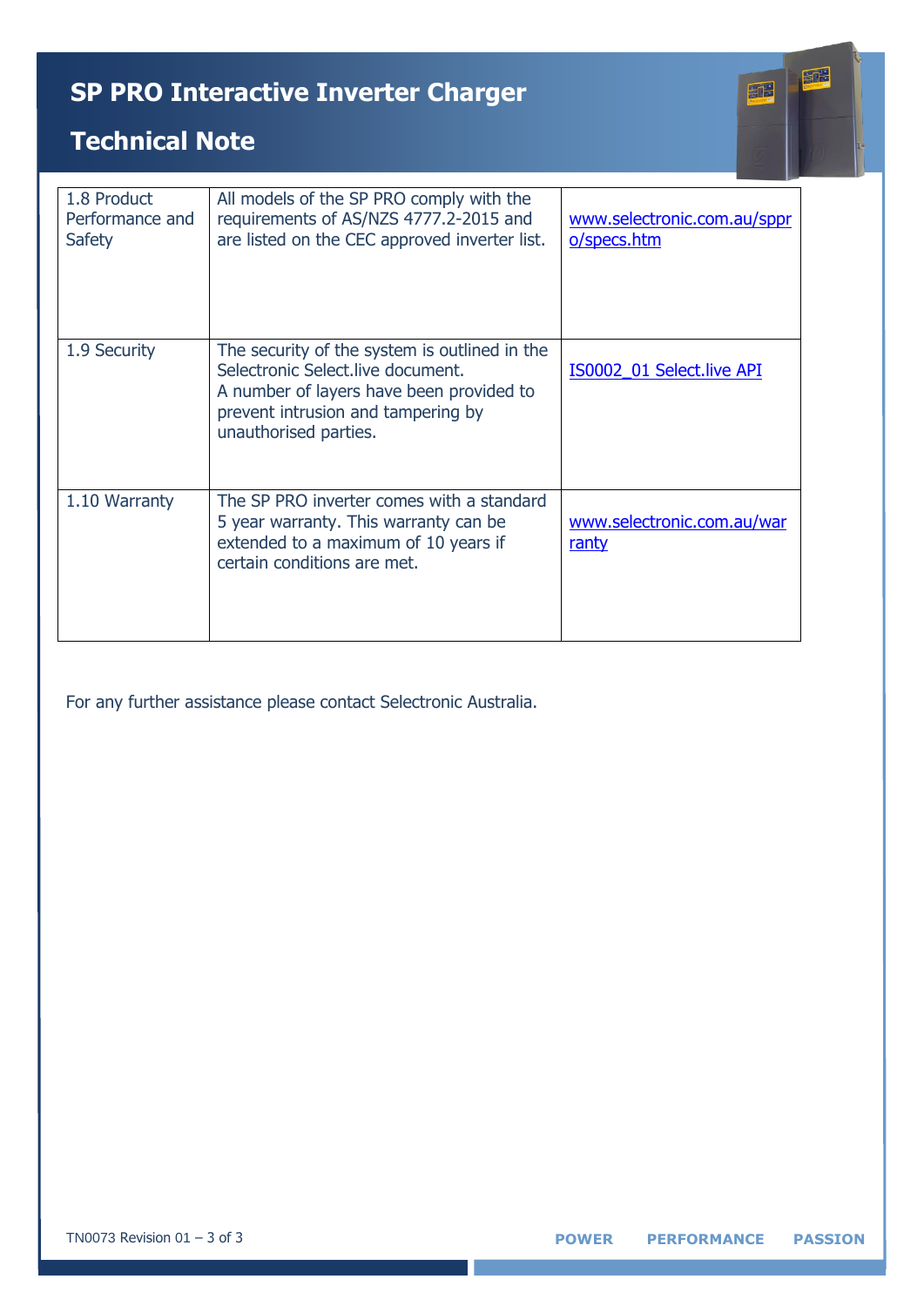| | | |
|---|---|---|
| 1.8 Product Performance and Safety | All models of the SP PRO comply with the requirements of AS/NZS 4777.2-2015 and are listed on the CEC approved inverter list. | www.selectronic.com.au/sppro/specs.htm |
| 1.9 Security | The security of the system is outlined in the Selectronic Select.live document. A number of layers have been provided to prevent intrusion and tampering by unauthorised parties. | IS0002_01 Select.live API |
| 1.10 Warranty | The SP PRO inverter comes with a standard 5 year warranty. This warranty can be extended to a maximum of 10 years if certain conditions are met. | www.selectronic.com.au/warranty |

For any further assistance please contact Selectronic Australia.